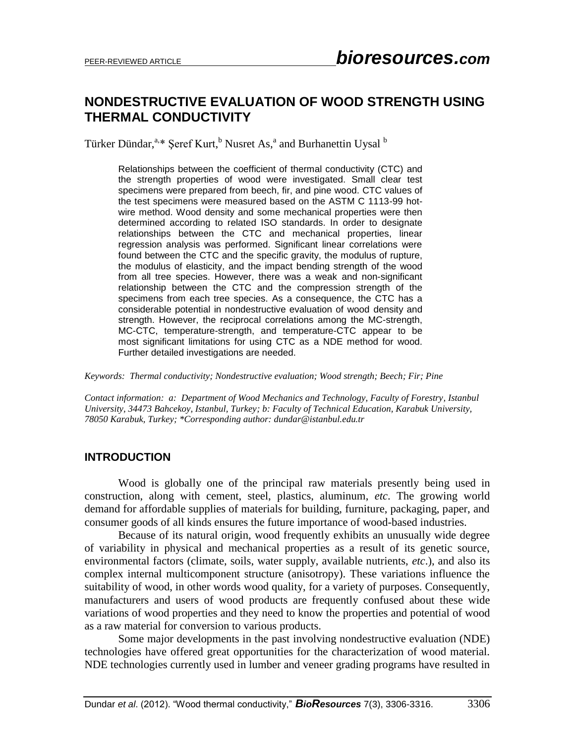# NONDESTRUCTIVE EVALUATION OF WOOD STRENGTH USING THERMAL CONDUCTIVITY

Türker Dündar,[a,*] Şeref Kurt,[b] Nusret As,[a] and Burhanettin Uysal [b]

Relationships between the coefficient of thermal conductivity (CTC) and the strength properties of wood were investigated. Small clear test specimens were prepared from beech, fir, and pine wood. CTC values of the test specimens were measured based on the ASTM C 1113-99 hot-wire method. Wood density and some mechanical properties were then determined according to related ISO standards. In order to designate relationships between the CTC and mechanical properties, linear regression analysis was performed. Significant linear correlations were found between the CTC and the specific gravity, the modulus of rupture, the modulus of elasticity, and the impact bending strength of the wood from all tree species. However, there was a weak and non-significant relationship between the CTC and the compression strength of the specimens from each tree species. As a consequence, the CTC has a considerable potential in nondestructive evaluation of wood density and strength. However, the reciprocal correlations among the MC-strength, MC-CTC, temperature-strength, and temperature-CTC appear to be most significant limitations for using CTC as a NDE method for wood. Further detailed investigations are needed.

*Keywords: Thermal conductivity; Nondestructive evaluation; Wood strength; Beech; Fir; Pine*

*Contact information: a: Department of Wood Mechanics and Technology, Faculty of Forestry, Istanbul University, 34473 Bahcekoy, Istanbul, Turkey; b: Faculty of Technical Education, Karabuk University, 78050 Karabuk, Turkey; \*Corresponding author: dundar@istanbul.edu.tr*

## INTRODUCTION

Wood is globally one of the principal raw materials presently being used in construction, along with cement, steel, plastics, aluminum, *etc*. The growing world demand for affordable supplies of materials for building, furniture, packaging, paper, and consumer goods of all kinds ensures the future importance of wood-based industries.

Because of its natural origin, wood frequently exhibits an unusually wide degree of variability in physical and mechanical properties as a result of its genetic source, environmental factors (climate, soils, water supply, available nutrients, *etc*.), and also its complex internal multicomponent structure (anisotropy). These variations influence the suitability of wood, in other words wood quality, for a variety of purposes. Consequently, manufacturers and users of wood products are frequently confused about these wide variations of wood properties and they need to know the properties and potential of wood as a raw material for conversion to various products.

Some major developments in the past involving nondestructive evaluation (NDE) technologies have offered great opportunities for the characterization of wood material. NDE technologies currently used in lumber and veneer grading programs have resulted in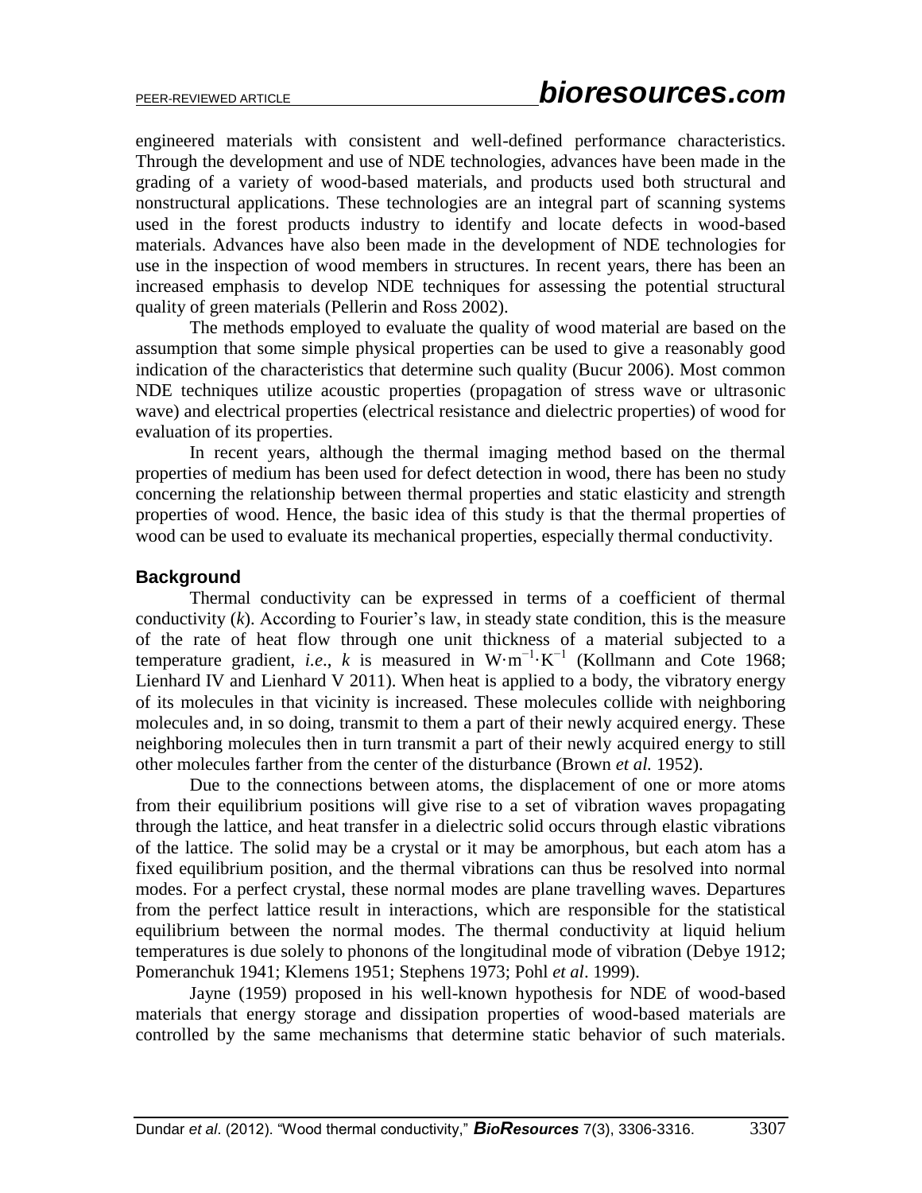engineered materials with consistent and well-defined performance characteristics. Through the development and use of NDE technologies, advances have been made in the grading of a variety of wood-based materials, and products used both structural and nonstructural applications. These technologies are an integral part of scanning systems used in the forest products industry to identify and locate defects in wood-based materials. Advances have also been made in the development of NDE technologies for use in the inspection of wood members in structures. In recent years, there has been an increased emphasis to develop NDE techniques for assessing the potential structural quality of green materials (Pellerin and Ross 2002).

The methods employed to evaluate the quality of wood material are based on the assumption that some simple physical properties can be used to give a reasonably good indication of the characteristics that determine such quality (Bucur 2006). Most common NDE techniques utilize acoustic properties (propagation of stress wave or ultrasonic wave) and electrical properties (electrical resistance and dielectric properties) of wood for evaluation of its properties.

In recent years, although the thermal imaging method based on the thermal properties of medium has been used for defect detection in wood, there has been no study concerning the relationship between thermal properties and static elasticity and strength properties of wood. Hence, the basic idea of this study is that the thermal properties of wood can be used to evaluate its mechanical properties, especially thermal conductivity.

## Background

Thermal conductivity can be expressed in terms of a coefficient of thermal conductivity ($k$). According to Fourier's law, in steady state condition, this is the measure of the rate of heat flow through one unit thickness of a material subjected to a temperature gradient, *i.e.*, $k$ is measured in $W \cdot m^{-1} \cdot K^{-1}$ (Kollmann and Cote 1968; Lienhard IV and Lienhard V 2011). When heat is applied to a body, the vibratory energy of its molecules in that vicinity is increased. These molecules collide with neighboring molecules and, in so doing, transmit to them a part of their newly acquired energy. These neighboring molecules then in turn transmit a part of their newly acquired energy to still other molecules farther from the center of the disturbance (Brown *et al.* 1952).

Due to the connections between atoms, the displacement of one or more atoms from their equilibrium positions will give rise to a set of vibration waves propagating through the lattice, and heat transfer in a dielectric solid occurs through elastic vibrations of the lattice. The solid may be a crystal or it may be amorphous, but each atom has a fixed equilibrium position, and the thermal vibrations can thus be resolved into normal modes. For a perfect crystal, these normal modes are plane travelling waves. Departures from the perfect lattice result in interactions, which are responsible for the statistical equilibrium between the normal modes. The thermal conductivity at liquid helium temperatures is due solely to phonons of the longitudinal mode of vibration (Debye 1912; Pomeranchuk 1941; Klemens 1951; Stephens 1973; Pohl *et al*. 1999).

Jayne (1959) proposed in his well-known hypothesis for NDE of wood-based materials that energy storage and dissipation properties of wood-based materials are controlled by the same mechanisms that determine static behavior of such materials.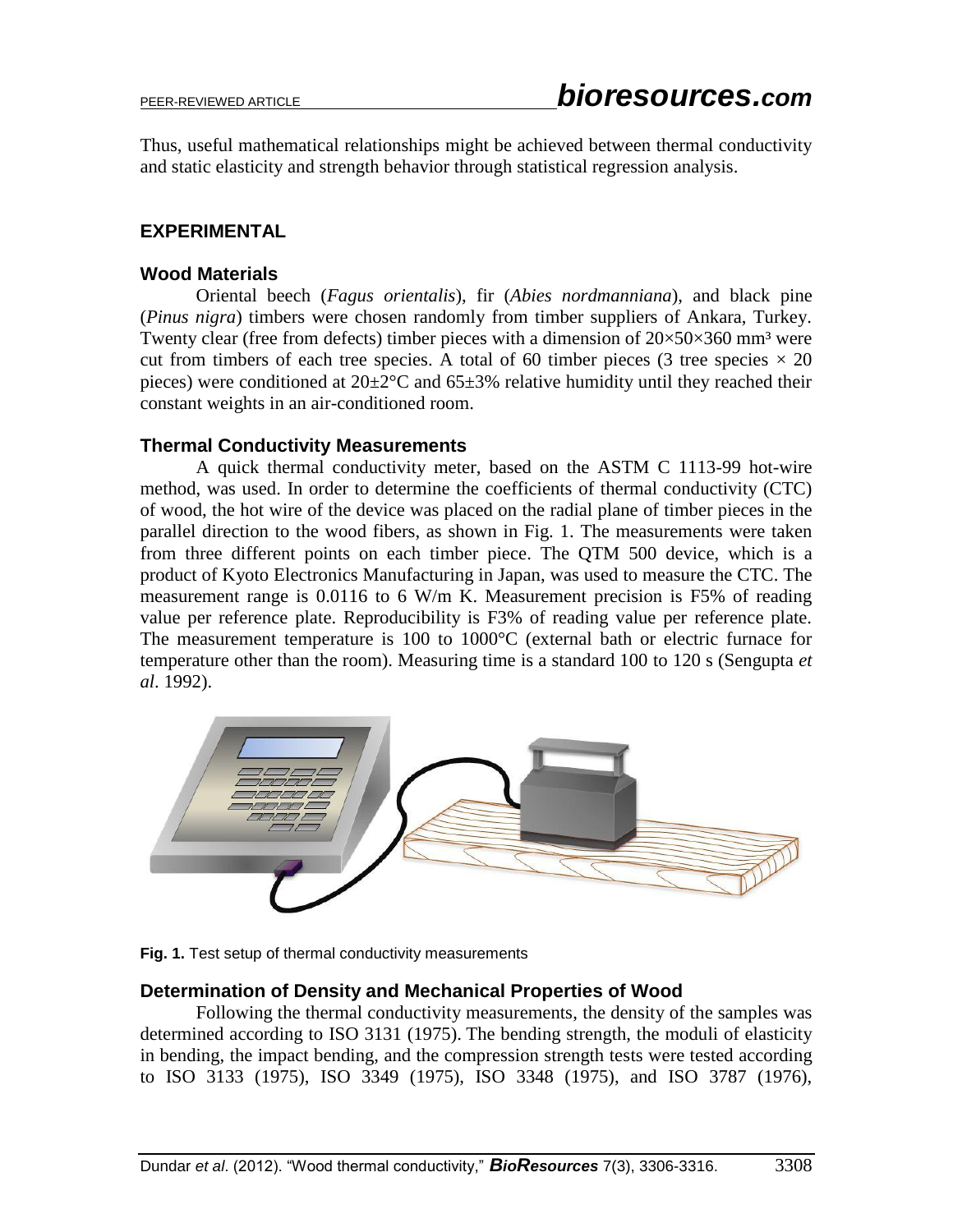Thus, useful mathematical relationships might be achieved between thermal conductivity and static elasticity and strength behavior through statistical regression analysis.

## EXPERIMENTAL

### Wood Materials

Oriental beech (*Fagus orientalis*), fir (*Abies nordmanniana*), and black pine (*Pinus nigra*) timbers were chosen randomly from timber suppliers of Ankara, Turkey. Twenty clear (free from defects) timber pieces with a dimension of 20×50×360 mm³ were cut from timbers of each tree species. A total of 60 timber pieces (3 tree species × 20 pieces) were conditioned at 20±2°C and 65±3% relative humidity until they reached their constant weights in an air-conditioned room.

### Thermal Conductivity Measurements

A quick thermal conductivity meter, based on the ASTM C 1113-99 hot-wire method, was used. In order to determine the coefficients of thermal conductivity (CTC) of wood, the hot wire of the device was placed on the radial plane of timber pieces in the parallel direction to the wood fibers, as shown in Fig. 1. The measurements were taken from three different points on each timber piece. The QTM 500 device, which is a product of Kyoto Electronics Manufacturing in Japan, was used to measure the CTC. The measurement range is 0.0116 to 6 W/m K. Measurement precision is F5% of reading value per reference plate. Reproducibility is F3% of reading value per reference plate. The measurement temperature is 100 to 1000°C (external bath or electric furnace for temperature other than the room). Measuring time is a standard 100 to 120 s (Sengupta *et al*. 1992).

**Fig. 1.** Test setup of thermal conductivity measurements

### Determination of Density and Mechanical Properties of Wood

Following the thermal conductivity measurements, the density of the samples was determined according to ISO 3131 (1975). The bending strength, the moduli of elasticity in bending, the impact bending, and the compression strength tests were tested according to ISO 3133 (1975), ISO 3349 (1975), ISO 3348 (1975), and ISO 3787 (1976),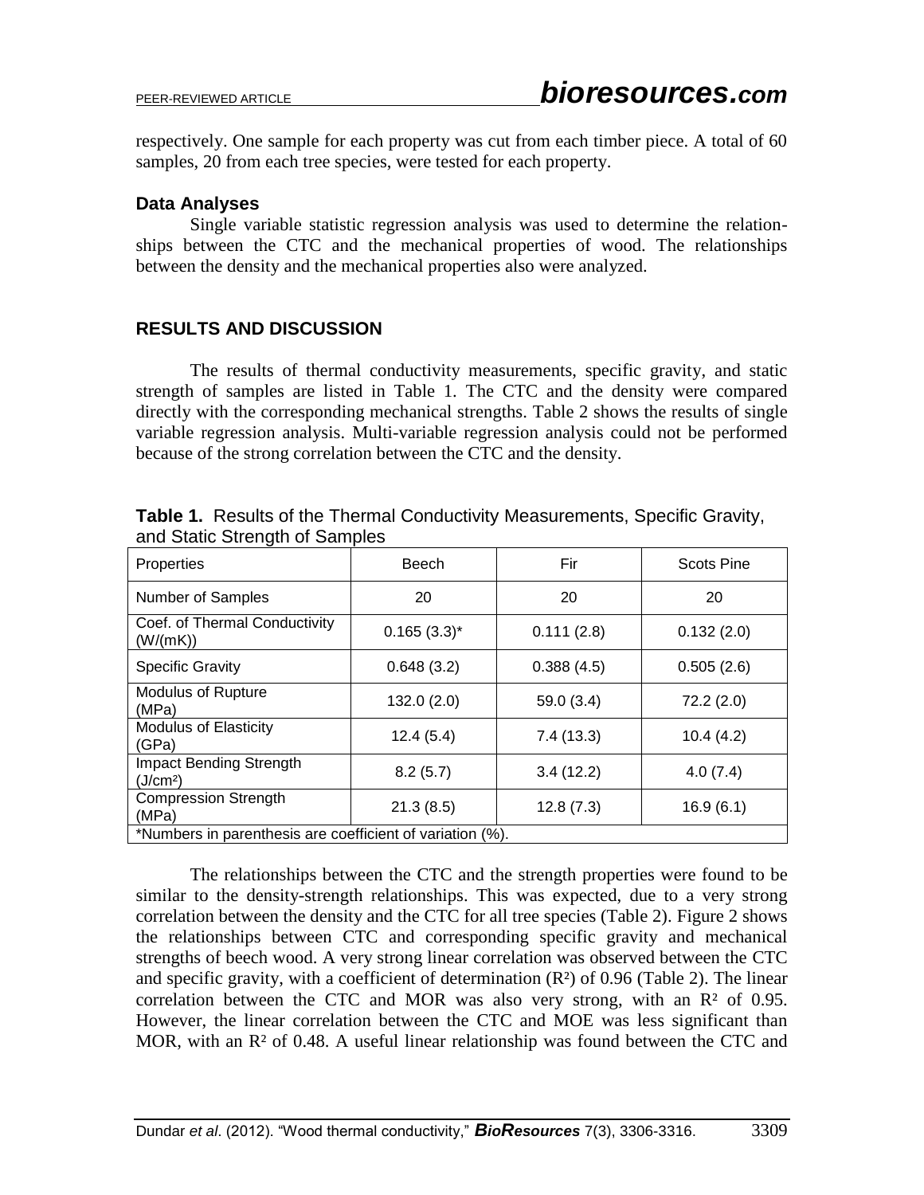respectively. One sample for each property was cut from each timber piece. A total of 60 samples, 20 from each tree species, were tested for each property.

### Data Analyses

Single variable statistic regression analysis was used to determine the relationships between the CTC and the mechanical properties of wood. The relationships between the density and the mechanical properties also were analyzed.

## RESULTS AND DISCUSSION

The results of thermal conductivity measurements, specific gravity, and static strength of samples are listed in Table 1. The CTC and the density were compared directly with the corresponding mechanical strengths. Table 2 shows the results of single variable regression analysis. Multi-variable regression analysis could not be performed because of the strong correlation between the CTC and the density.

**Table 1.** Results of the Thermal Conductivity Measurements, Specific Gravity, and Static Strength of Samples

| Properties | Beech | Fir | Scots Pine |
|---|---|---|---|
| Number of Samples | 20 | 20 | 20 |
| Coef. of Thermal Conductivity (W/(mK)) | 0.165 (3.3)* | 0.111 (2.8) | 0.132 (2.0) |
| Specific Gravity | 0.648 (3.2) | 0.388 (4.5) | 0.505 (2.6) |
| Modulus of Rupture (MPa) | 132.0 (2.0) | 59.0 (3.4) | 72.2 (2.0) |
| Modulus of Elasticity (GPa) | 12.4 (5.4) | 7.4 (13.3) | 10.4 (4.2) |
| Impact Bending Strength ($J/cm^2$) | 8.2 (5.7) | 3.4 (12.2) | 4.0 (7.4) |
| Compression Strength (MPa) | 21.3 (8.5) | 12.8 (7.3) | 16.9 (6.1) |
| *Numbers in parenthesis are coefficient of variation (%). | | | |

The relationships between the CTC and the strength properties were found to be similar to the density-strength relationships. This was expected, due to a very strong correlation between the density and the CTC for all tree species (Table 2). Figure 2 shows the relationships between CTC and corresponding specific gravity and mechanical strengths of beech wood. A very strong linear correlation was observed between the CTC and specific gravity, with a coefficient of determination ($R^2$) of 0.96 (Table 2). The linear correlation between the CTC and MOR was also very strong, with an $R^2$ of 0.95. However, the linear correlation between the CTC and MOE was less significant than MOR, with an $R^2$ of 0.48. A useful linear relationship was found between the CTC and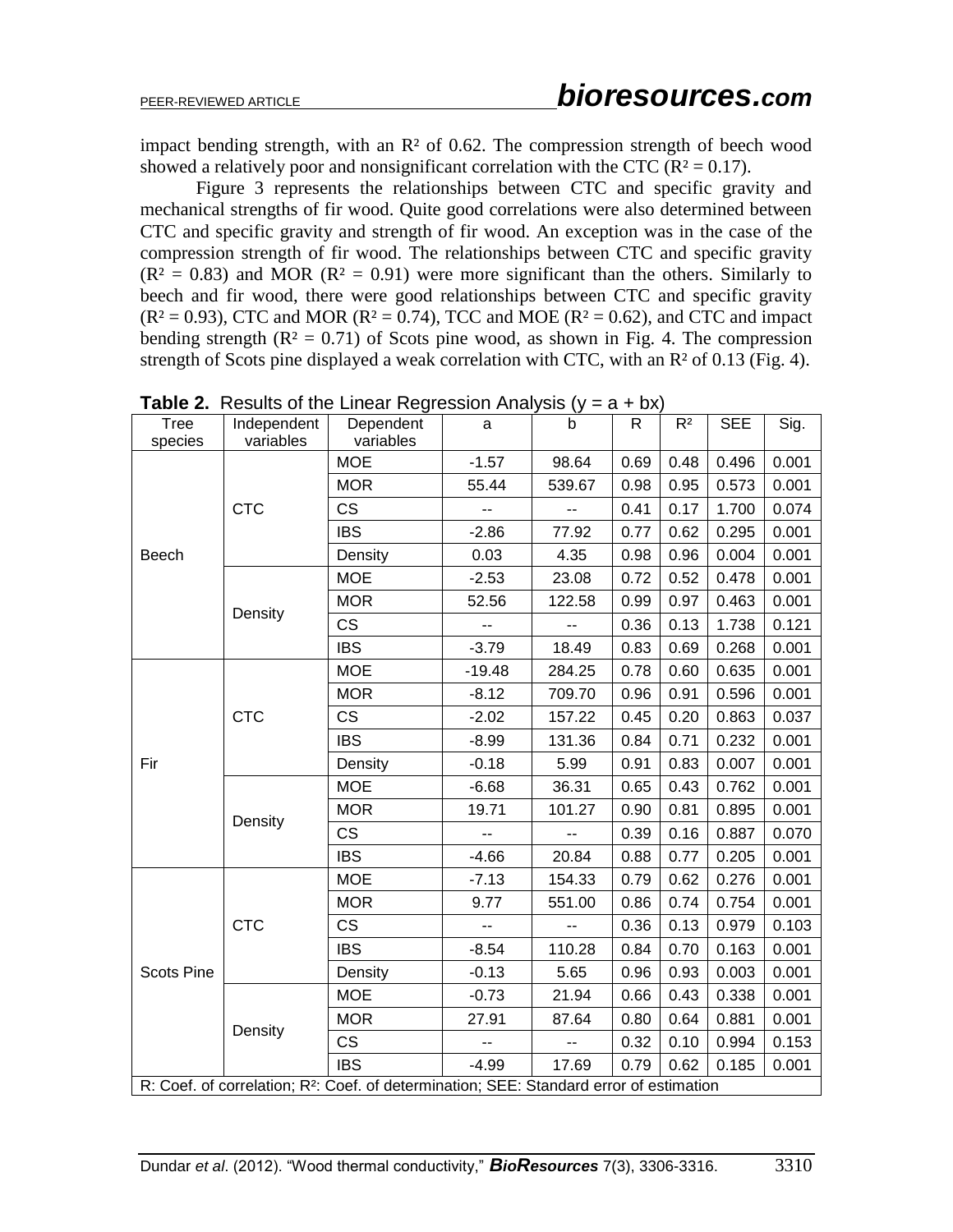impact bending strength, with an $R^2$ of 0.62. The compression strength of beech wood showed a relatively poor and nonsignificant correlation with the CTC ($R^2 = 0.17$).

Figure 3 represents the relationships between CTC and specific gravity and mechanical strengths of fir wood. Quite good correlations were also determined between CTC and specific gravity and strength of fir wood. An exception was in the case of the compression strength of fir wood. The relationships between CTC and specific gravity ($R^2 = 0.83$) and MOR ($R^2 = 0.91$) were more significant than the others. Similarly to beech and fir wood, there were good relationships between CTC and specific gravity ($R^2 = 0.93$), CTC and MOR ($R^2 = 0.74$), TCC and MOE ($R^2 = 0.62$), and CTC and impact bending strength ($R^2 = 0.71$) of Scots pine wood, as shown in Fig. 4. The compression strength of Scots pine displayed a weak correlation with CTC, with an $R^2$ of 0.13 (Fig. 4).

**Table 2.** Results of the Linear Regression Analysis ($y = a + bx$)

| Tree species | Independent variables | Dependent variables | a | b | R | $R^2$ | SEE | Sig. |
|---|---|---|---|---|---|---|---|---|
| Beech | CTC | MOE | -1.57 | 98.64 | 0.69 | 0.48 | 0.496 | 0.001 |
| | | MOR | 55.44 | 539.67 | 0.98 | 0.95 | 0.573 | 0.001 |
| | | CS | -- | -- | 0.41 | 0.17 | 1.700 | 0.074 |
| | | IBS | -2.86 | 77.92 | 0.77 | 0.62 | 0.295 | 0.001 |
| | | Density | 0.03 | 4.35 | 0.98 | 0.96 | 0.004 | 0.001 |
| | Density | MOE | -2.53 | 23.08 | 0.72 | 0.52 | 0.478 | 0.001 |
| | | MOR | 52.56 | 122.58 | 0.99 | 0.97 | 0.463 | 0.001 |
| | | CS | -- | -- | 0.36 | 0.13 | 1.738 | 0.121 |
| | | IBS | -3.79 | 18.49 | 0.83 | 0.69 | 0.268 | 0.001 |
| Fir | CTC | MOE | -19.48 | 284.25 | 0.78 | 0.60 | 0.635 | 0.001 |
| | | MOR | -8.12 | 709.70 | 0.96 | 0.91 | 0.596 | 0.001 |
| | | CS | -2.02 | 157.22 | 0.45 | 0.20 | 0.863 | 0.037 |
| | | IBS | -8.99 | 131.36 | 0.84 | 0.71 | 0.232 | 0.001 |
| | | Density | -0.18 | 5.99 | 0.91 | 0.83 | 0.007 | 0.001 |
| | Density | MOE | -6.68 | 36.31 | 0.65 | 0.43 | 0.762 | 0.001 |
| | | MOR | 19.71 | 101.27 | 0.90 | 0.81 | 0.895 | 0.001 |
| | | CS | -- | -- | 0.39 | 0.16 | 0.887 | 0.070 |
| | | IBS | -4.66 | 20.84 | 0.88 | 0.77 | 0.205 | 0.001 |
| Scots Pine | CTC | MOE | -7.13 | 154.33 | 0.79 | 0.62 | 0.276 | 0.001 |
| | | MOR | 9.77 | 551.00 | 0.86 | 0.74 | 0.754 | 0.001 |
| | | CS | -- | -- | 0.36 | 0.13 | 0.979 | 0.103 |
| | | IBS | -8.54 | 110.28 | 0.84 | 0.70 | 0.163 | 0.001 |
| | | Density | -0.13 | 5.65 | 0.96 | 0.93 | 0.003 | 0.001 |
| | Density | MOE | -0.73 | 21.94 | 0.66 | 0.43 | 0.338 | 0.001 |
| | | MOR | 27.91 | 87.64 | 0.80 | 0.64 | 0.881 | 0.001 |
| | | CS | -- | -- | 0.32 | 0.10 | 0.994 | 0.153 |
| | | IBS | -4.99 | 17.69 | 0.79 | 0.62 | 0.185 | 0.001 |

R: Coef. of correlation; $R^2$: Coef. of determination; SEE: Standard error of estimation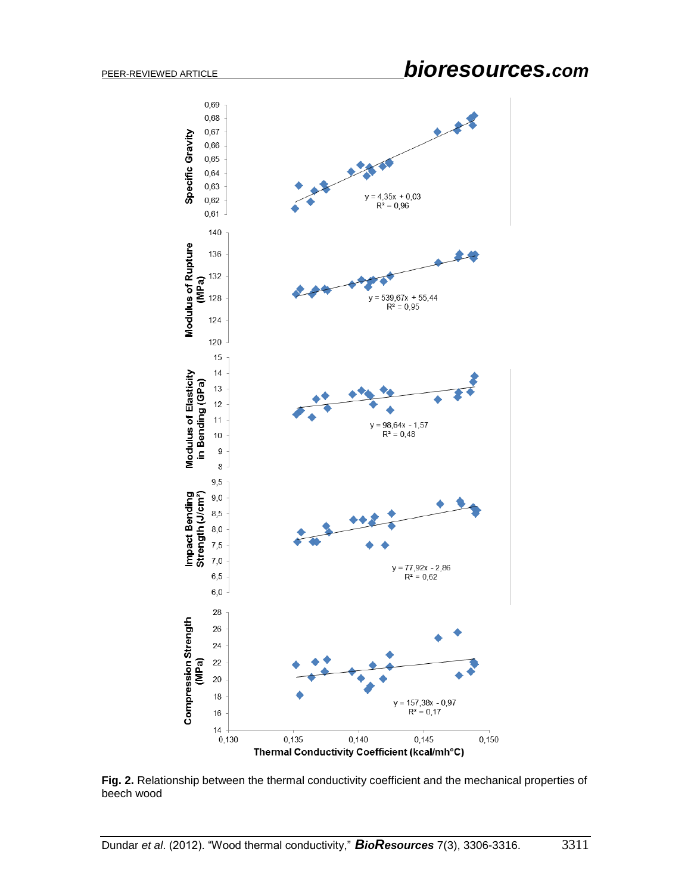Specific Gravity

0,69
0,68
0,67
0,66
0,65
0,64
0,63
0,62
0,61

y = 4,35x + 0,03
$R^2$ = 0,96

Modulus of Rupture (MPa)

140
136
132
128
124
120

y = 539,67x + 55,44
$R^2$ = 0,95

Modulus of Elasticity in Bending (GPa)

15
14
13
12
11
10
9
8

y = 98,64x - 1,57
$R^2$ = 0,48

Impact Bending Strength ($J/cm^2$)

9,5
9,0
8,5
8,0
7,5
7,0
6,5
6,0

y = 77,92x - 2,86
$R^2$ = 0,62

Compression Strength (MPa)

28
26
24
22
20
18
16
14

y = 157,38x - 0,97
$R^2$ = 0,17

0,130 0,135 0,140 0,145 0,150

Thermal Conductivity Coefficient (kcal/mh°C)

**Fig. 2.** Relationship between the thermal conductivity coefficient and the mechanical properties of beech wood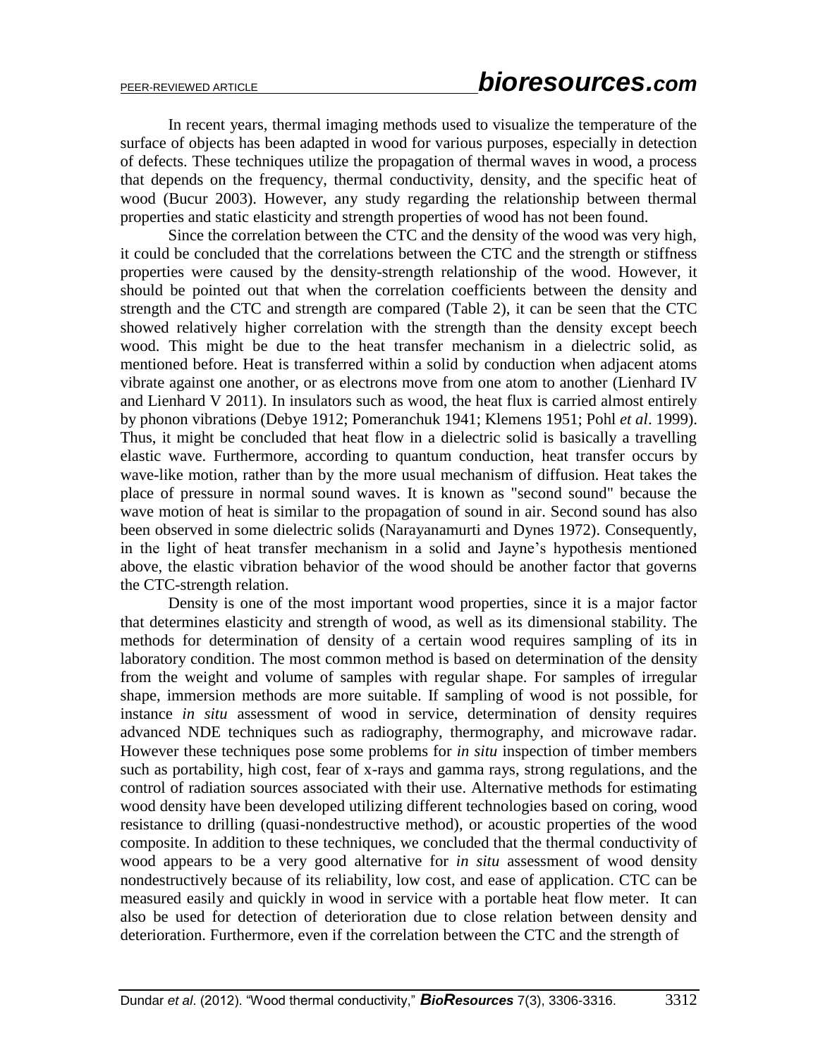In recent years, thermal imaging methods used to visualize the temperature of the surface of objects has been adapted in wood for various purposes, especially in detection of defects. These techniques utilize the propagation of thermal waves in wood, a process that depends on the frequency, thermal conductivity, density, and the specific heat of wood (Bucur 2003). However, any study regarding the relationship between thermal properties and static elasticity and strength properties of wood has not been found.

Since the correlation between the CTC and the density of the wood was very high, it could be concluded that the correlations between the CTC and the strength or stiffness properties were caused by the density-strength relationship of the wood. However, it should be pointed out that when the correlation coefficients between the density and strength and the CTC and strength are compared (Table 2), it can be seen that the CTC showed relatively higher correlation with the strength than the density except beech wood. This might be due to the heat transfer mechanism in a dielectric solid, as mentioned before. Heat is transferred within a solid by conduction when adjacent atoms vibrate against one another, or as electrons move from one atom to another (Lienhard IV and Lienhard V 2011). In insulators such as wood, the heat flux is carried almost entirely by phonon vibrations (Debye 1912; Pomeranchuk 1941; Klemens 1951; Pohl *et al*. 1999). Thus, it might be concluded that heat flow in a dielectric solid is basically a travelling elastic wave. Furthermore, according to quantum conduction, heat transfer occurs by wave-like motion, rather than by the more usual mechanism of diffusion. Heat takes the place of pressure in normal sound waves. It is known as "second sound" because the wave motion of heat is similar to the propagation of sound in air. Second sound has also been observed in some dielectric solids (Narayanamurti and Dynes 1972). Consequently, in the light of heat transfer mechanism in a solid and Jayne's hypothesis mentioned above, the elastic vibration behavior of the wood should be another factor that governs the CTC-strength relation.

Density is one of the most important wood properties, since it is a major factor that determines elasticity and strength of wood, as well as its dimensional stability. The methods for determination of density of a certain wood requires sampling of its in laboratory condition. The most common method is based on determination of the density from the weight and volume of samples with regular shape. For samples of irregular shape, immersion methods are more suitable. If sampling of wood is not possible, for instance *in situ* assessment of wood in service, determination of density requires advanced NDE techniques such as radiography, thermography, and microwave radar. However these techniques pose some problems for *in situ* inspection of timber members such as portability, high cost, fear of x-rays and gamma rays, strong regulations, and the control of radiation sources associated with their use. Alternative methods for estimating wood density have been developed utilizing different technologies based on coring, wood resistance to drilling (quasi-nondestructive method), or acoustic properties of the wood composite. In addition to these techniques, we concluded that the thermal conductivity of wood appears to be a very good alternative for *in situ* assessment of wood density nondestructively because of its reliability, low cost, and ease of application. CTC can be measured easily and quickly in wood in service with a portable heat flow meter. It can also be used for detection of deterioration due to close relation between density and deterioration. Furthermore, even if the correlation between the CTC and the strength of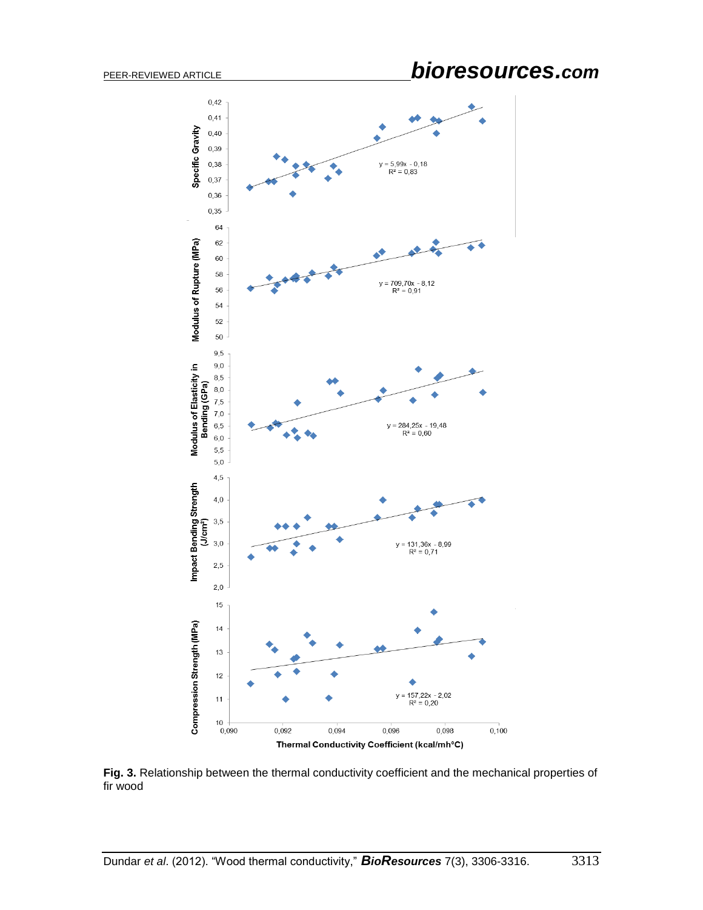Specific Gravity

0,42
0,41
0,40
0,39
0,38
0,37
0,36
0,35

$y = 5,99x - 0,18$
$R^2 = 0,83$

Modulus of Rupture (MPa)

64
62
60
58
56
54
52
50

$y = 709,70x - 8,12$
$R^2 = 0,91$

Modulus of Elasticity in Bending (GPa)

9,5
9,0
8,5
8,0
7,5
7,0
6,5
6,0
5,5
5,0

$y = 284,25x - 19,48$
$R^2 = 0,60$

Impact Bending Strength ($J/cm^2$)

4,5
4,0
3,5
3,0
2,5
2,0

$y = 131,36x - 8,99$
$R^2 = 0,71$

Compression Strength (MPa)

15
14
13
12
11
10

$y = 157,22x - 2,02$
$R^2 = 0,20$

0,090 0,092 0,094 0,096 0,098 0,100

Thermal Conductivity Coefficient (kcal/mh°C)

**Fig. 3.** Relationship between the thermal conductivity coefficient and the mechanical properties of fir wood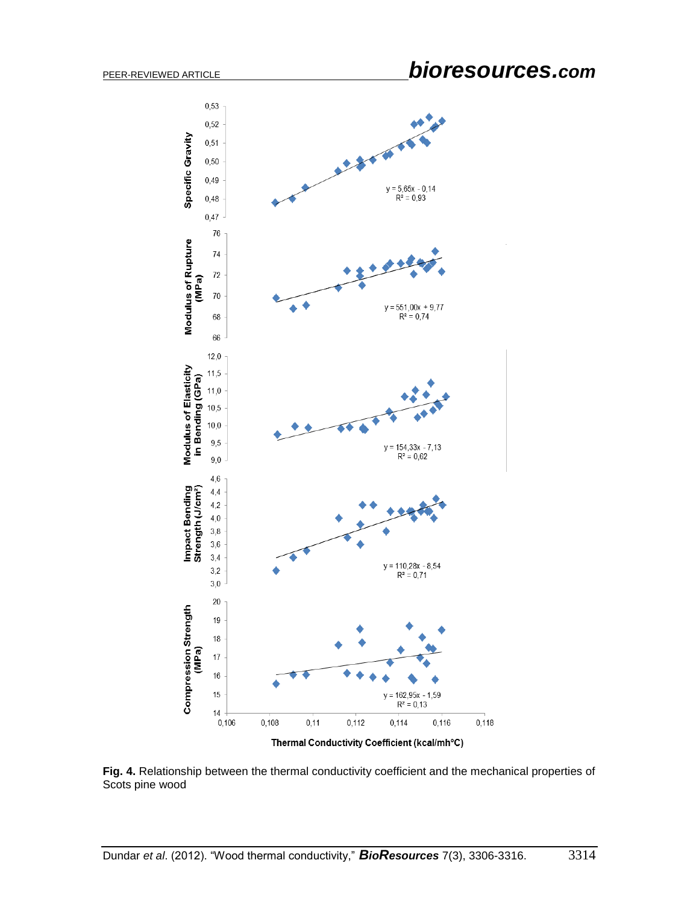Specific Gravity

0,53
0,52
0,51
0,50
0,49
0,48
0,47

y = 5,65x - 0,14
$R^2$ = 0,93

Modulus of Rupture (MPa)

76
74
72
70
68
66

y = 551,00x + 9,77
$R^2$ = 0,74

Modulus of Elasticity in Bending (GPa)

12,0
11,5
11,0
10,5
10,0
9,5
9,0

y = 154,33x - 7,13
$R^2$ = 0,62

Impact Bending Strength (J/cm²)

4,6
4,4
4,2
4,0
3,8
3,6
3,4
3,2
3,0

y = 110,28x - 8,54
$R^2$ = 0,71

Compression Strength (MPa)

20
19
18
17
16
15
14

y = 162,95x - 1,59
$R^2$ = 0,13

0,106 0,108 0,11 0,112 0,114 0,116 0,118

Thermal Conductivity Coefficient (kcal/mh°C)

**Fig. 4.** Relationship between the thermal conductivity coefficient and the mechanical properties of Scots pine wood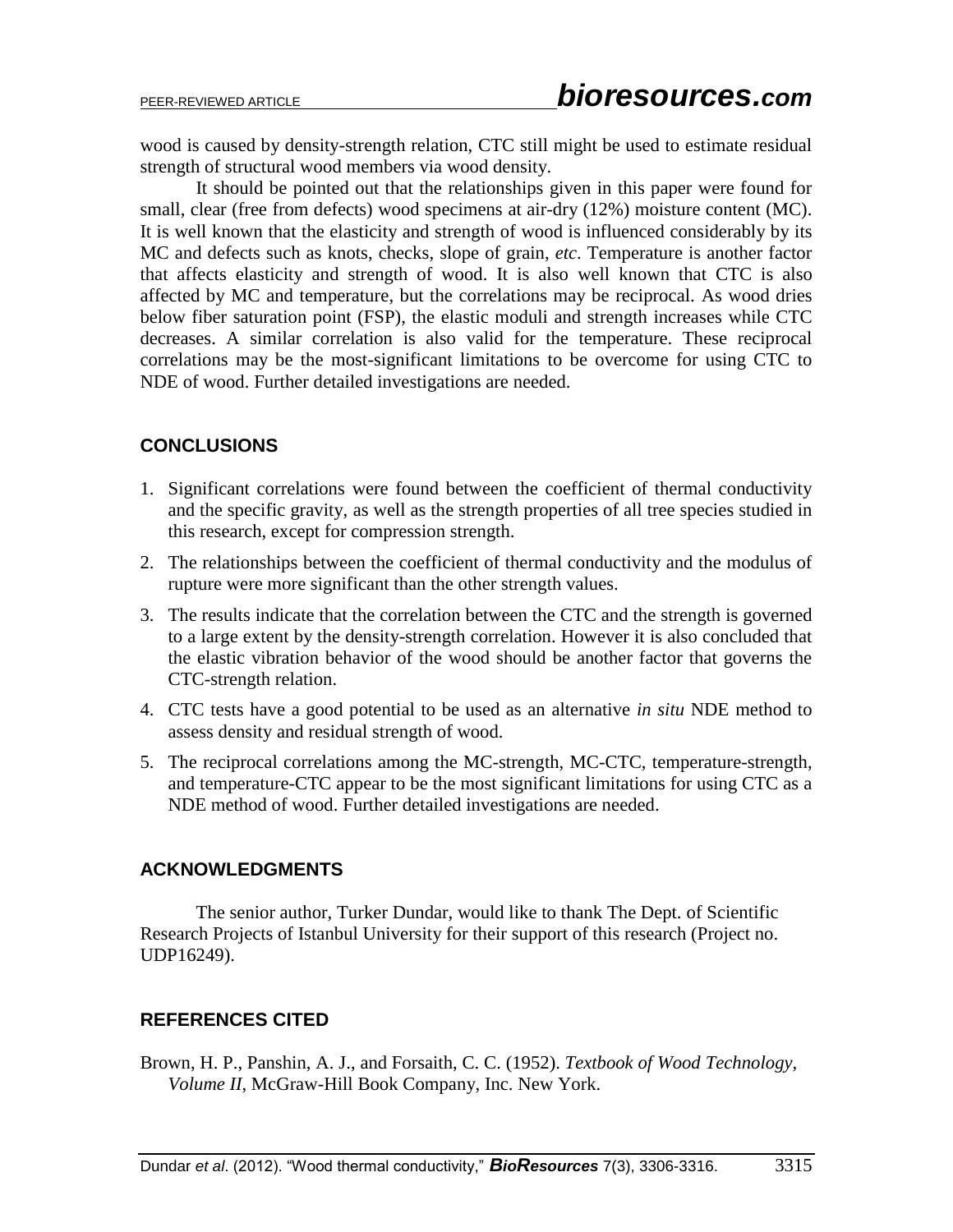wood is caused by density-strength relation, CTC still might be used to estimate residual strength of structural wood members via wood density.

It should be pointed out that the relationships given in this paper were found for small, clear (free from defects) wood specimens at air-dry (12%) moisture content (MC). It is well known that the elasticity and strength of wood is influenced considerably by its MC and defects such as knots, checks, slope of grain, *etc*. Temperature is another factor that affects elasticity and strength of wood. It is also well known that CTC is also affected by MC and temperature, but the correlations may be reciprocal. As wood dries below fiber saturation point (FSP), the elastic moduli and strength increases while CTC decreases. A similar correlation is also valid for the temperature. These reciprocal correlations may be the most-significant limitations to be overcome for using CTC to NDE of wood. Further detailed investigations are needed.

## CONCLUSIONS

1. Significant correlations were found between the coefficient of thermal conductivity and the specific gravity, as well as the strength properties of all tree species studied in this research, except for compression strength.
2. The relationships between the coefficient of thermal conductivity and the modulus of rupture were more significant than the other strength values.
3. The results indicate that the correlation between the CTC and the strength is governed to a large extent by the density-strength correlation. However it is also concluded that the elastic vibration behavior of the wood should be another factor that governs the CTC-strength relation.
4. CTC tests have a good potential to be used as an alternative *in situ* NDE method to assess density and residual strength of wood.
5. The reciprocal correlations among the MC-strength, MC-CTC, temperature-strength, and temperature-CTC appear to be the most significant limitations for using CTC as a NDE method of wood. Further detailed investigations are needed.

## ACKNOWLEDGMENTS

The senior author, Turker Dundar, would like to thank The Dept. of Scientific Research Projects of Istanbul University for their support of this research (Project no. UDP16249).

## REFERENCES CITED

Brown, H. P., Panshin, A. J., and Forsaith, C. C. (1952). *Textbook of Wood Technology, Volume II*, McGraw-Hill Book Company, Inc. New York.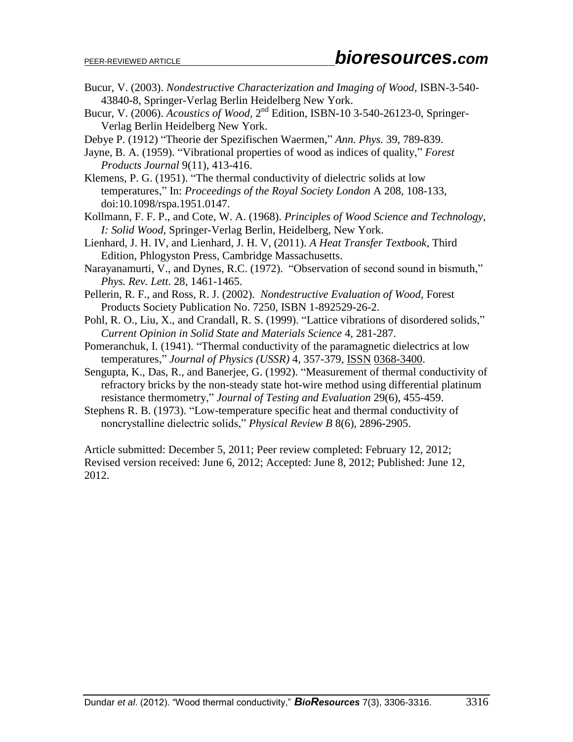Bucur, V. (2003). *Nondestructive Characterization and Imaging of Wood*, ISBN-3-540-43840-8, Springer-Verlag Berlin Heidelberg New York.

Bucur, V. (2006). *Acoustics of Wood,* 2nd Edition, ISBN-10 3-540-26123-0, Springer-Verlag Berlin Heidelberg New York.

Debye P. (1912) "Theorie der Spezifischen Waermen," *Ann. Phys.* 39, 789-839.

Jayne, B. A. (1959). "Vibrational properties of wood as indices of quality," *Forest Products Journal* 9(11), 413-416.

Klemens, P. G. (1951). "The thermal conductivity of dielectric solids at low temperatures," In: *Proceedings of the Royal Society London* A 208, 108-133, doi:10.1098/rspa.1951.0147.

Kollmann, F. F. P., and Cote, W. A. (1968). *Principles of Wood Science and Technology, I: Solid Wood*, Springer-Verlag Berlin, Heidelberg, New York.

Lienhard, J. H. IV, and Lienhard, J. H. V, (2011). *A Heat Transfer Textbook*, Third Edition, Phlogyston Press, Cambridge Massachusetts.

Narayanamurti, V., and Dynes, R.C. (1972). "Observation of second sound in bismuth," *Phys. Rev. Lett.* 28, 1461-1465.

Pellerin, R. F., and Ross, R. J. (2002). *Nondestructive Evaluation of Wood,* Forest Products Society Publication No. 7250, ISBN 1-892529-26-2.

Pohl, R. O., Liu, X., and Crandall, R. S. (1999). "Lattice vibrations of disordered solids," *Current Opinion in Solid State and Materials Science* 4, 281-287.

Pomeranchuk, I. (1941). "Thermal conductivity of the paramagnetic dielectrics at low temperatures," *Journal of Physics (USSR)* 4, 357-379, ISSN 0368-3400.

Sengupta, K., Das, R., and Banerjee, G. (1992). "Measurement of thermal conductivity of refractory bricks by the non-steady state hot-wire method using differential platinum resistance thermometry," *Journal of Testing and Evaluation* 29(6), 455-459.

Stephens R. B. (1973). "Low-temperature specific heat and thermal conductivity of noncrystalline dielectric solids," *Physical Review B* 8(6), 2896-2905.

Article submitted: December 5, 2011; Peer review completed: February 12, 2012; Revised version received: June 6, 2012; Accepted: June 8, 2012; Published: June 12, 2012.